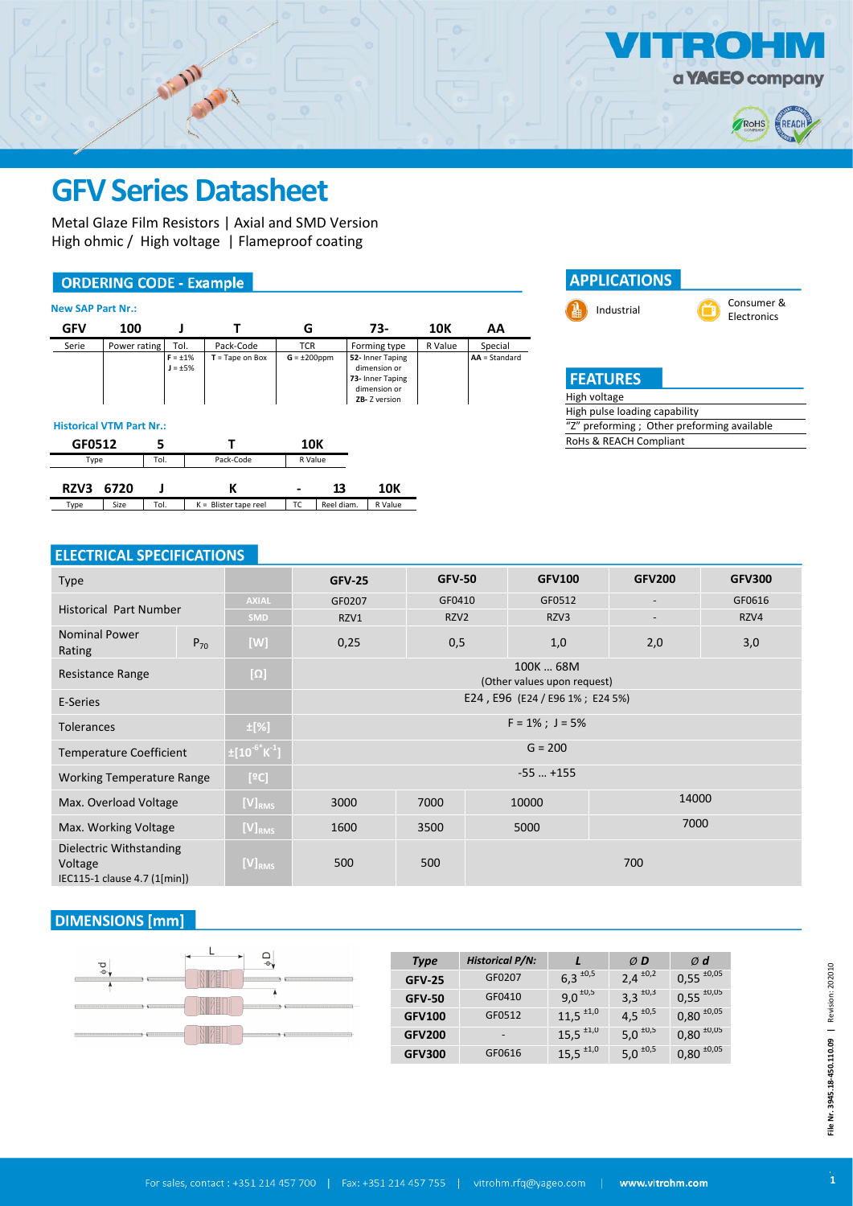# GFV Series Datasheet

Metal Glaze Film Resistors | Axial and SMD Version
High ohmic / High voltage | Flameproof coating

## ORDERING CODE - Example

**New SAP Part Nr.:**

| GFV | 100 | J | T | G | 73- | 10K | AA |
|---|---|---|---|---|---|---|---|
| Serie | Power rating | Tol. | Pack-Code | TCR | Forming type | R Value | Special |
| | | F = ±1%<br>J = ±5% | T = Tape on Box | G = ±200ppm | 52- Inner Taping dimension or<br>73- Inner Taping dimension or<br>ZB- Z version | | AA = Standard |

**Historical VTM Part Nr.:**

| GF0512 | 5 | T | 10K |
|---|---|---|---|
| Type | Tol. | Pack-Code | R Value |

| RZV3 | 6720 | J | K | - | 13 | 10K |
|---|---|---|---|---|---|---|
| Type | Size | Tol. | K = Blister tape reel | TC | Reel diam. | R Value |

## APPLICATIONS

- Industrial
- Consumer & Electronics

## FEATURES

- High voltage
- High pulse loading capability
- "Z" preforming ; Other preforming available
- RoHS & REACH Compliant

## ELECTRICAL SPECIFICATIONS

| Type | | | GFV-25 | GFV-50 | GFV100 | GFV200 | GFV300 |
|---|---|---|---|---|---|---|---|
| Historical Part Number | | AXIAL | GF0207 | GF0410 | GF0512 | - | GF0616 |
| | | SMD | RZV1 | RZV2 | RZV3 | - | RZV4 |
| Nominal Power Rating | $P_{70}$ | [W] | 0,25 | 0,5 | 1,0 | 2,0 | 3,0 |
| Resistance Range | | [Ω] | 100K … 68M (Other values upon request) | | | | |
| E-Series | | | E24 , E96 (E24 / E96 1% ; E24 5%) | | | | |
| Tolerances | | ±[%] | F = 1% ; J = 5% | | | | |
| Temperature Coefficient | | $\pm[10^{-6}K^{-1}]$ | G = 200 | | | | |
| Working Temperature Range | | [ºC] | -55 … +155 | | | | |
| Max. Overload Voltage | | $[V]_{RMS}$ | 3000 | 7000 | 10000 | 14000 | |
| Max. Working Voltage | | $[V]_{RMS}$ | 1600 | 3500 | 5000 | 7000 | |
| Dielectric Withstanding Voltage IEC115-1 clause 4.7 (1[min]) | | $[V]_{RMS}$ | 500 | 500 | 700 | | |

## DIMENSIONS [mm]

| Type | Historical P/N: | L | Ø D | Ø d |
|---|---|---|---|---|
| GFV-25 | GF0207 | $6,3^{\pm0,5}$ | $2,4^{\pm0,2}$ | $0,55^{\pm0,05}$ |
| GFV-50 | GF0410 | $9,0^{\pm0,5}$ | $3,3^{\pm0,3}$ | $0,55^{\pm0,05}$ |
| GFV100 | GF0512 | $11,5^{\pm1,0}$ | $4,5^{\pm0,5}$ | $0,80^{\pm0,05}$ |
| GFV200 | - | $15,5^{\pm1,0}$ | $5,0^{\pm0,5}$ | $0,80^{\pm0,05}$ |
| GFV300 | GF0616 | $15,5^{\pm1,0}$ | $5,0^{\pm0,5}$ | $0,80^{\pm0,05}$ |

File Nr. 3945.18-450.110.09 | Revision: 202010

For sales, contact : +351 214 457 700 | Fax: +351 214 457 755 | vitrohm.rfq@yageo.com | www.vitrohm.com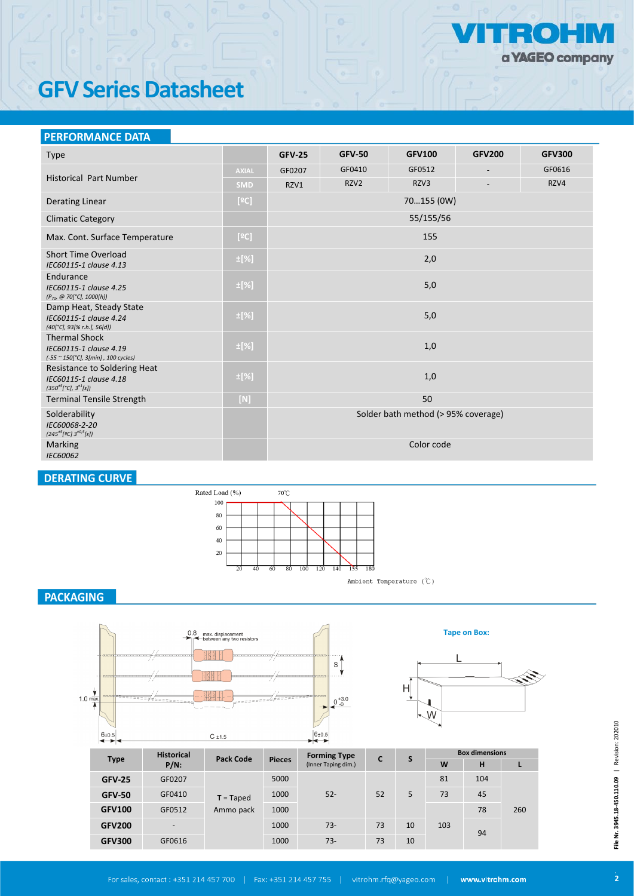# GFV Series Datasheet

## PERFORMANCE DATA

| Type | | GFV-25 | GFV-50 | GFV100 | GFV200 | GFV300 |
|---|---|---|---|---|---|---|
| Historical Part Number | AXIAL | GF0207 | GF0410 | GF0512 | - | GF0616 |
| | SMD | RZV1 | RZV2 | RZV3 | - | RZV4 |
| Derating Linear | [ºC] | 70…155 (0W) | | | | |
| Climatic Category | | 55/155/56 | | | | |
| Max. Cont. Surface Temperature | [ºC] | 155 | | | | |
| Short Time Overload *IEC60115-1 clause 4.13* | ±[%] | 2,0 | | | | |
| Endurance *IEC60115-1 clause 4.25* *($P_{70}$, @ 70[°C], 1000[h])* | ±[%] | 5,0 | | | | |
| Damp Heat, Steady State *IEC60115-1 clause 4.24* *(40[°C], 93[% r.h.], 56[d])* | ±[%] | 5,0 | | | | |
| Thermal Shock *IEC60115-1 clause 4.19* *(-55 ~ 150[°C], 3[min], 100 cycles)* | ±[%] | 1,0 | | | | |
| Resistance to Soldering Heat *IEC60115-1 clause 4.18* *($350^{±5}$[°C], $3^{±1}$[s])* | ±[%] | 1,0 | | | | |
| Terminal Tensile Strength | [N] | 50 | | | | |
| Solderability *IEC60068-2-20* *($245^{±5}$[ºC] $3^{±0.5}$[s])* | | Solder bath method (> 95% coverage) | | | | |
| Marking *IEC60062* | | Color code | | | | |

## DERATING CURVE

Rated Load (%) — 70℃

Ambient Temperature (℃)

## PACKAGING

Tape on Box:

| Type | Historical P/N: | Pack Code | Pieces | Forming Type (Inner Taping dim.) | C | S | Box dimensions W | H | L |
|---|---|---|---|---|---|---|---|---|---|
| GFV-25 | GF0207 | T = Taped Ammo pack | 5000 | 52- | 52 | 5 | 81 | 104 | 260 |
| GFV-50 | GF0410 | | 1000 | | | | 73 | 45 | |
| GFV100 | GF0512 | | 1000 | | | | 103 | 78 | |
| GFV200 | - | | 1000 | 73- | 73 | 10 | | 94 | |
| GFV300 | GF0616 | | 1000 | 73- | 73 | 10 | | | |

For sales, contact : +351 214 457 700 | Fax: +351 214 457 755 | vitrohm.rfq@yageo.com | www.vitrohm.com

File Nr. 3945.18-450.110.09 | Revision: 202010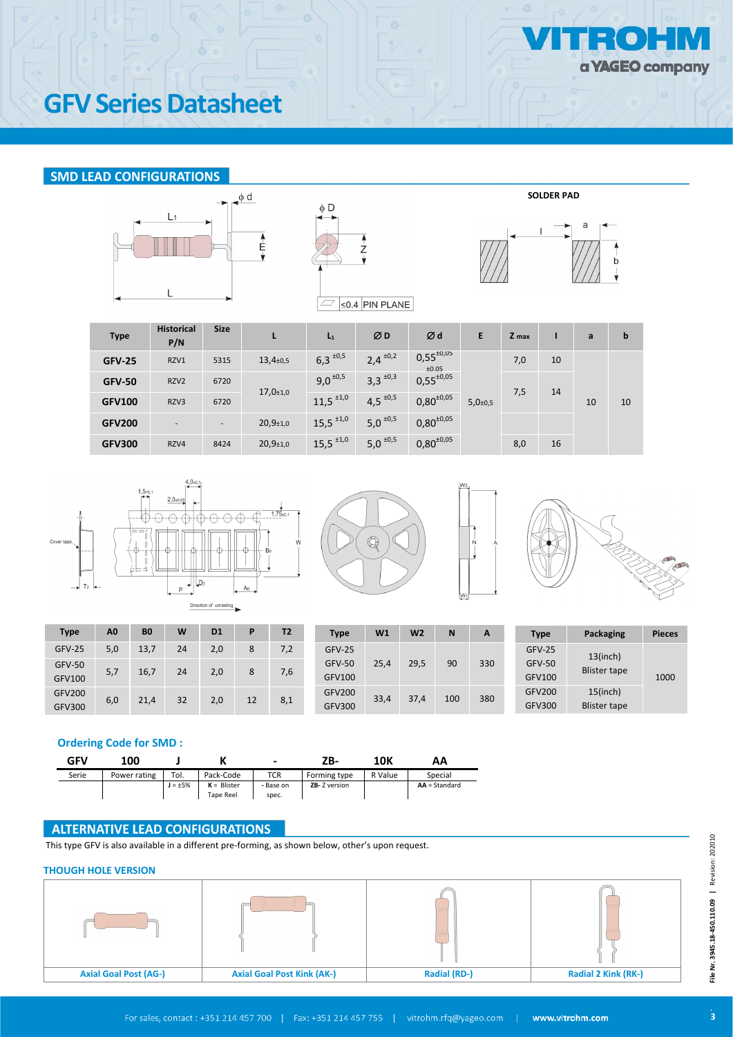# GFV Series Datasheet

## SMD LEAD CONFIGURATIONS

SOLDER PAD

<0.4 PIN PLANE

| Type | Historical P/N | Size | L | $L_1$ | ∅D | ∅d | E | Z max | l | a | b |
|---|---|---|---|---|---|---|---|---|---|---|---|
| GFV-25 | RZV1 | 5315 | 13,4±0,5 | $6,3^{\pm0,5}$ | $2,4^{\pm0,2}$ | $0,55^{\pm0,05}$ | 5,0±0,5 | 7,0 | 10 | 10 | 10 |
| GFV-50 | RZV2 | 6720 | 17,0±1,0 | $9,0^{\pm0,5}$ | $3,3^{\pm0,3}$ | $0,55^{\pm0,05}$ | | 7,5 | 14 | | |
| GFV100 | RZV3 | 6720 | | $11,5^{\pm1,0}$ | $4,5^{\pm0,5}$ | $0,80^{\pm0,05}$ | | | | | |
| GFV200 | - | - | 20,9±1,0 | $15,5^{\pm1,0}$ | $5,0^{\pm0,5}$ | $0,80^{\pm0,05}$ | | | | | |
| GFV300 | RZV4 | 8424 | 20,9±1,0 | $15,5^{\pm1,0}$ | $5,0^{\pm0,5}$ | $0,80^{\pm0,05}$ | | 8,0 | 16 | | |

Cover tape

Direction of unreeling

| Type | A0 | B0 | W | D1 | P | T2 |
|---|---|---|---|---|---|---|
| GFV-25 | 5,0 | 13,7 | 24 | 2,0 | 8 | 7,2 |
| GFV-50<br>GFV100 | 5,7 | 16,7 | 24 | 2,0 | 8 | 7,6 |
| GFV200<br>GFV300 | 6,0 | 21,4 | 32 | 2,0 | 12 | 8,1 |

| Type | W1 | W2 | N | A |
|---|---|---|---|---|
| GFV-25<br>GFV-50<br>GFV100 | 25,4 | 29,5 | 90 | 330 |
| GFV200<br>GFV300 | 33,4 | 37,4 | 100 | 380 |

| Type | Packaging | Pieces |
|---|---|---|
| GFV-25<br>GFV-50<br>GFV100 | 13(inch)<br>Blister tape | 1000 |
| GFV200<br>GFV300 | 15(inch)<br>Blister tape | |

### Ordering Code for SMD :

| GFV | 100 | J | K | - | ZB- | 10K | AA |
|---|---|---|---|---|---|---|---|
| Serie | Power rating | Tol. | Pack-Code | TCR | Forming type | R Value | Special |
| | | J = ±5% | K = Blister Tape Reel | - Base on spec. | ZB- Z version | | AA = Standard |

## ALTERNATIVE LEAD CONFIGURATIONS

This type GFV is also available in a different pre-forming, as shown below, other's upon request.

### THOUGH HOLE VERSION

| Axial Goal Post (AG-) | Axial Goal Post Kink (AK-) | Radial (RD-) | Radial 2 Kink (RK-) |
|---|---|---|---|

File Nr. 3945.18-450.110.09 | Revision: 202010

For sales, contact : +351 214 457 700 | Fax: +351 214 457 755 | vitrohm.rfq@yageo.com | www.vitrohm.com